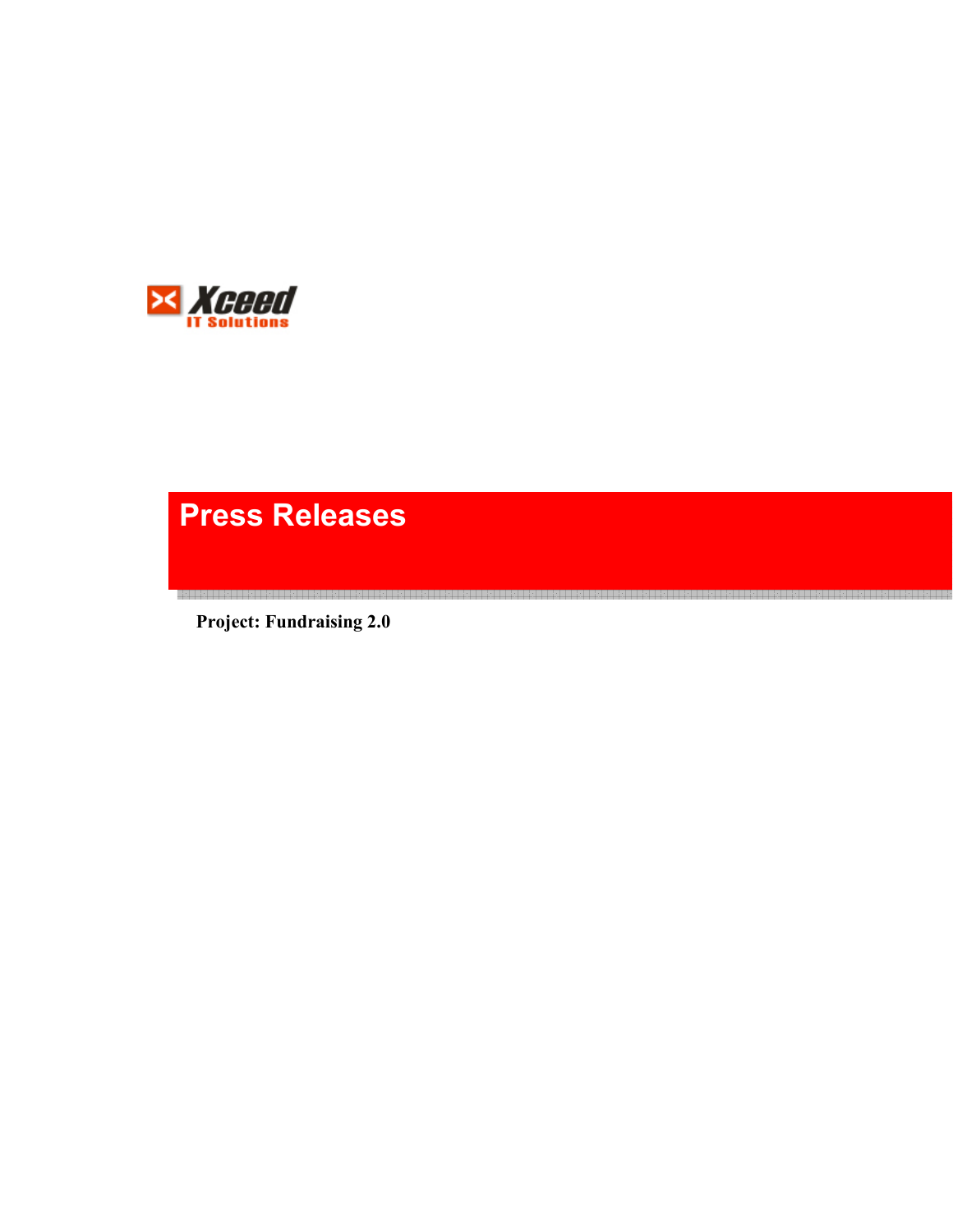Xceed
IT Solutions

# Press Releases

**Project: Fundraising 2.0**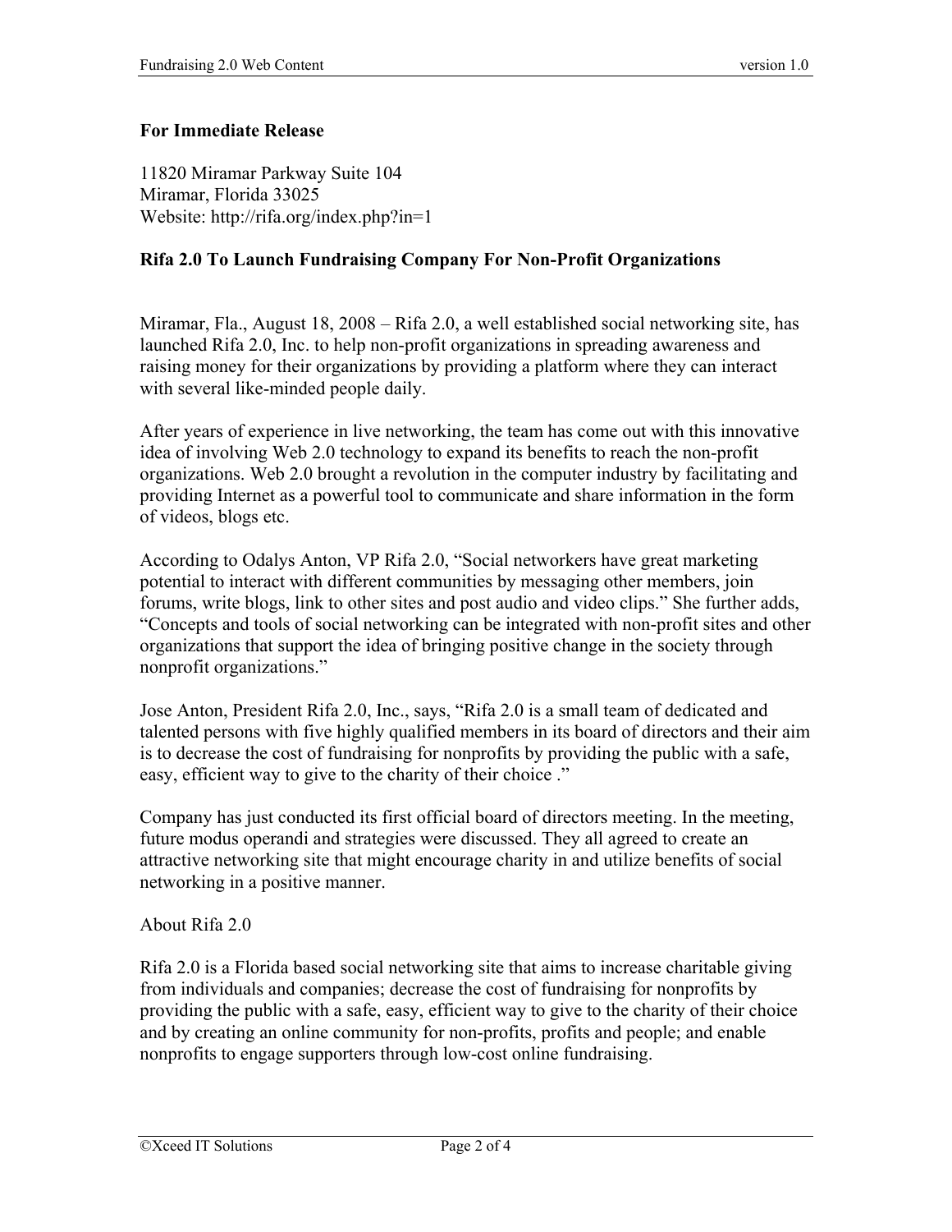**For Immediate Release**

11820 Miramar Parkway Suite 104
Miramar, Florida 33025
Website: http://rifa.org/index.php?in=1

**Rifa 2.0 To Launch Fundraising Company For Non-Profit Organizations**

Miramar, Fla., August 18, 2008 – Rifa 2.0, a well established social networking site, has launched Rifa 2.0, Inc. to help non-profit organizations in spreading awareness and raising money for their organizations by providing a platform where they can interact with several like-minded people daily.

After years of experience in live networking, the team has come out with this innovative idea of involving Web 2.0 technology to expand its benefits to reach the non-profit organizations. Web 2.0 brought a revolution in the computer industry by facilitating and providing Internet as a powerful tool to communicate and share information in the form of videos, blogs etc.

According to Odalys Anton, VP Rifa 2.0, "Social networkers have great marketing potential to interact with different communities by messaging other members, join forums, write blogs, link to other sites and post audio and video clips." She further adds, "Concepts and tools of social networking can be integrated with non-profit sites and other organizations that support the idea of bringing positive change in the society through nonprofit organizations."

Jose Anton, President Rifa 2.0, Inc., says, "Rifa 2.0 is a small team of dedicated and talented persons with five highly qualified members in its board of directors and their aim is to decrease the cost of fundraising for nonprofits by providing the public with a safe, easy, efficient way to give to the charity of their choice ."

Company has just conducted its first official board of directors meeting. In the meeting, future modus operandi and strategies were discussed. They all agreed to create an attractive networking site that might encourage charity in and utilize benefits of social networking in a positive manner.

About Rifa 2.0

Rifa 2.0 is a Florida based social networking site that aims to increase charitable giving from individuals and companies; decrease the cost of fundraising for nonprofits by providing the public with a safe, easy, efficient way to give to the charity of their choice and by creating an online community for non-profits, profits and people; and enable nonprofits to engage supporters through low-cost online fundraising.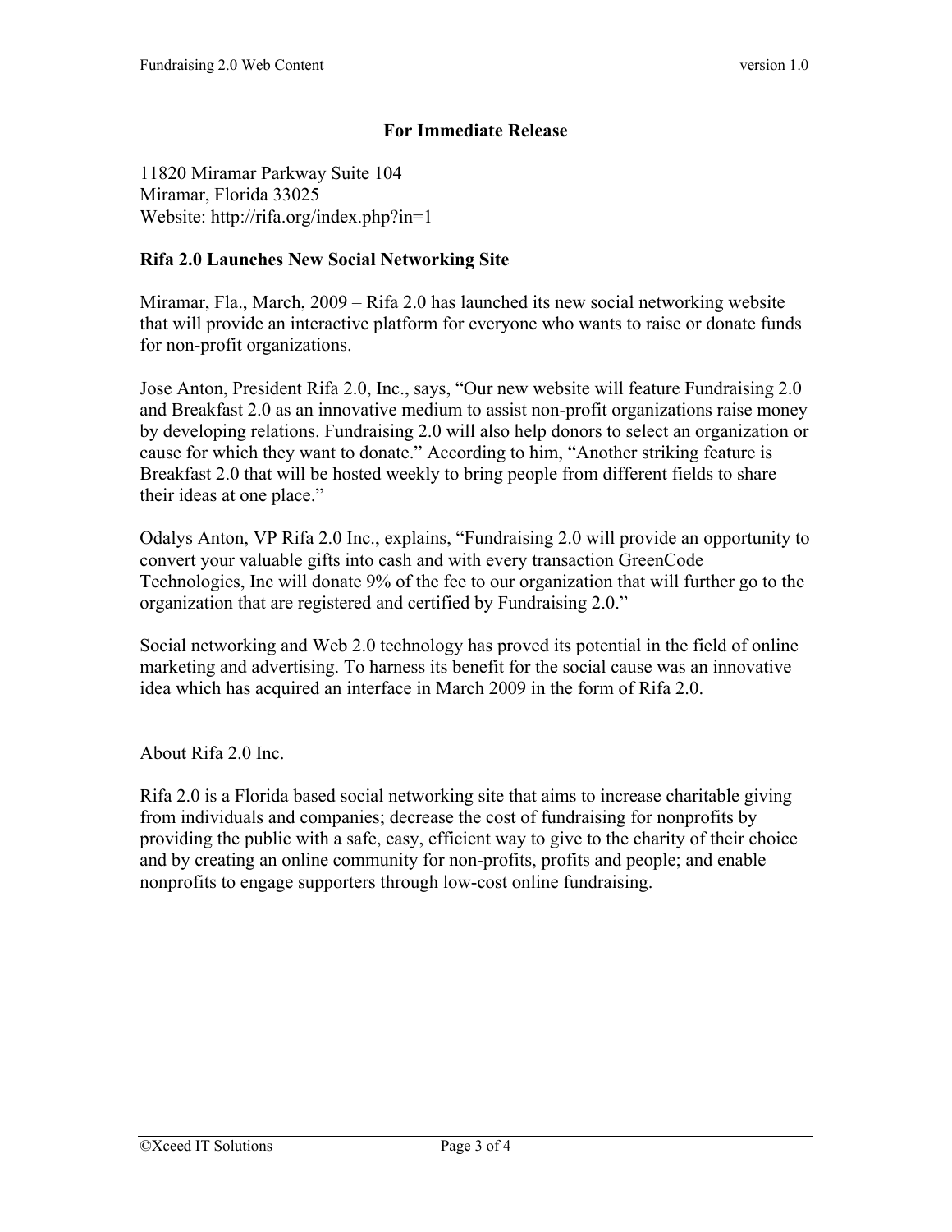**For Immediate Release**

11820 Miramar Parkway Suite 104
Miramar, Florida 33025
Website: http://rifa.org/index.php?in=1

**Rifa 2.0 Launches New Social Networking Site**

Miramar, Fla., March, 2009 – Rifa 2.0 has launched its new social networking website that will provide an interactive platform for everyone who wants to raise or donate funds for non-profit organizations.

Jose Anton, President Rifa 2.0, Inc., says, “Our new website will feature Fundraising 2.0 and Breakfast 2.0 as an innovative medium to assist non-profit organizations raise money by developing relations. Fundraising 2.0 will also help donors to select an organization or cause for which they want to donate.” According to him, “Another striking feature is Breakfast 2.0 that will be hosted weekly to bring people from different fields to share their ideas at one place.”

Odalys Anton, VP Rifa 2.0 Inc., explains, “Fundraising 2.0 will provide an opportunity to convert your valuable gifts into cash and with every transaction GreenCode Technologies, Inc will donate 9% of the fee to our organization that will further go to the organization that are registered and certified by Fundraising 2.0.”

Social networking and Web 2.0 technology has proved its potential in the field of online marketing and advertising. To harness its benefit for the social cause was an innovative idea which has acquired an interface in March 2009 in the form of Rifa 2.0.

About Rifa 2.0 Inc.

Rifa 2.0 is a Florida based social networking site that aims to increase charitable giving from individuals and companies; decrease the cost of fundraising for nonprofits by providing the public with a safe, easy, efficient way to give to the charity of their choice and by creating an online community for non-profits, profits and people; and enable nonprofits to engage supporters through low-cost online fundraising.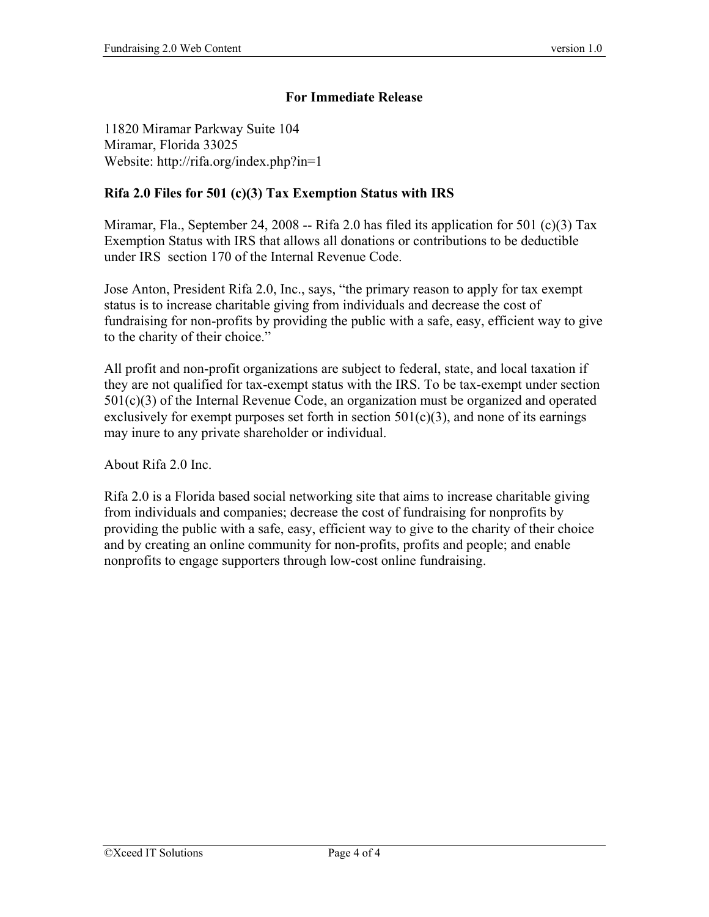**For Immediate Release**

11820 Miramar Parkway Suite 104
Miramar, Florida 33025
Website: http://rifa.org/index.php?in=1

**Rifa 2.0 Files for 501 (c)(3) Tax Exemption Status with IRS**

Miramar, Fla., September 24, 2008 -- Rifa 2.0 has filed its application for 501 (c)(3) Tax Exemption Status with IRS that allows all donations or contributions to be deductible under IRS section 170 of the Internal Revenue Code.

Jose Anton, President Rifa 2.0, Inc., says, "the primary reason to apply for tax exempt status is to increase charitable giving from individuals and decrease the cost of fundraising for non-profits by providing the public with a safe, easy, efficient way to give to the charity of their choice."

All profit and non-profit organizations are subject to federal, state, and local taxation if they are not qualified for tax-exempt status with the IRS. To be tax-exempt under section 501(c)(3) of the Internal Revenue Code, an organization must be organized and operated exclusively for exempt purposes set forth in section 501(c)(3), and none of its earnings may inure to any private shareholder or individual.

About Rifa 2.0 Inc.

Rifa 2.0 is a Florida based social networking site that aims to increase charitable giving from individuals and companies; decrease the cost of fundraising for nonprofits by providing the public with a safe, easy, efficient way to give to the charity of their choice and by creating an online community for non-profits, profits and people; and enable nonprofits to engage supporters through low-cost online fundraising.